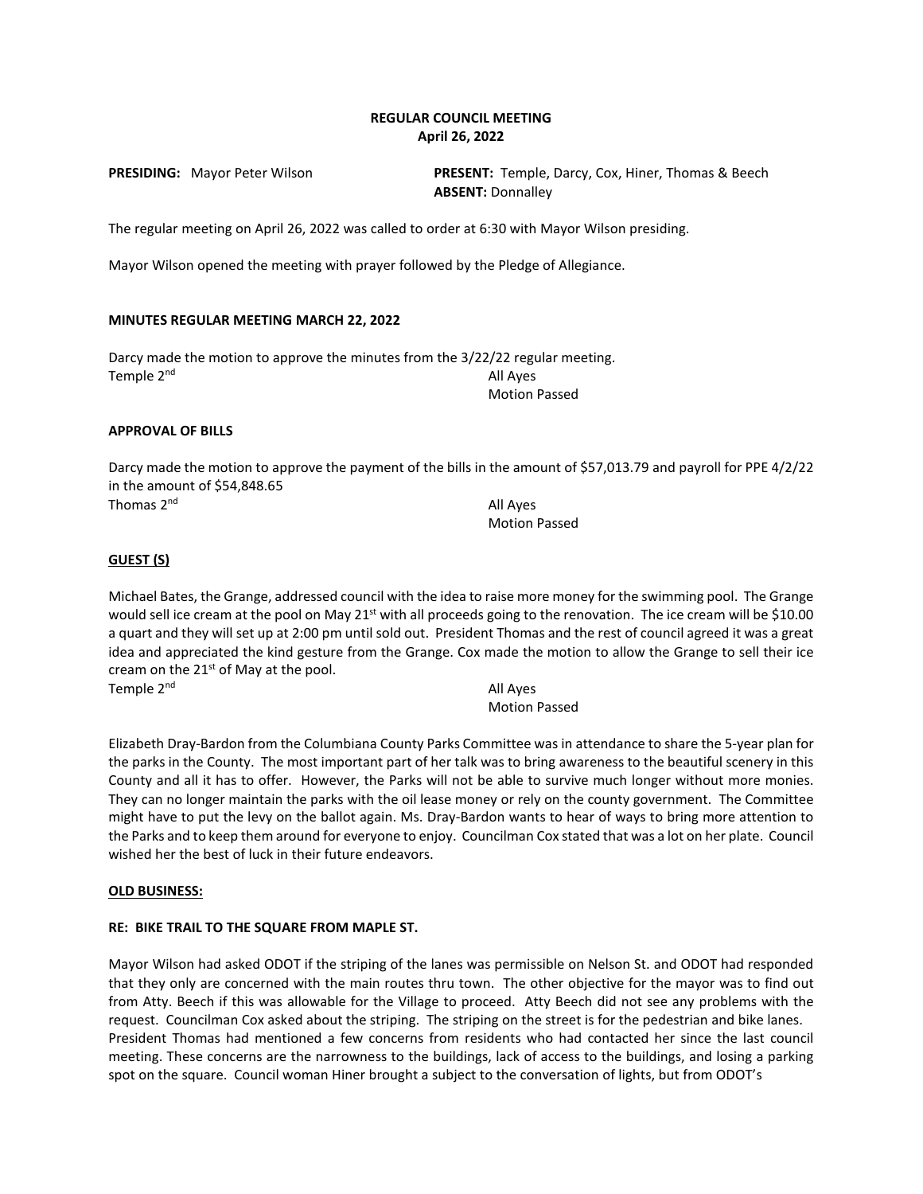**REGULAR COUNCIL MEETING**
**April 26, 2022**

**PRESIDING:** Mayor Peter Wilson

**PRESENT:** Temple, Darcy, Cox, Hiner, Thomas & Beech
**ABSENT:** Donnalley

The regular meeting on April 26, 2022 was called to order at 6:30 with Mayor Wilson presiding.

Mayor Wilson opened the meeting with prayer followed by the Pledge of Allegiance.

**MINUTES REGULAR MEETING MARCH 22, 2022**

Darcy made the motion to approve the minutes from the 3/22/22 regular meeting.
Temple 2nd — All Ayes
Motion Passed

**APPROVAL OF BILLS**

Darcy made the motion to approve the payment of the bills in the amount of $57,013.79 and payroll for PPE 4/2/22 in the amount of $54,848.65
Thomas 2nd — All Ayes
Motion Passed

**GUEST (S)**

Michael Bates, the Grange, addressed council with the idea to raise more money for the swimming pool. The Grange would sell ice cream at the pool on May 21st with all proceeds going to the renovation. The ice cream will be $10.00 a quart and they will set up at 2:00 pm until sold out. President Thomas and the rest of council agreed it was a great idea and appreciated the kind gesture from the Grange. Cox made the motion to allow the Grange to sell their ice cream on the 21st of May at the pool.
Temple 2nd — All Ayes
Motion Passed

Elizabeth Dray-Bardon from the Columbiana County Parks Committee was in attendance to share the 5-year plan for the parks in the County. The most important part of her talk was to bring awareness to the beautiful scenery in this County and all it has to offer. However, the Parks will not be able to survive much longer without more monies. They can no longer maintain the parks with the oil lease money or rely on the county government. The Committee might have to put the levy on the ballot again. Ms. Dray-Bardon wants to hear of ways to bring more attention to the Parks and to keep them around for everyone to enjoy. Councilman Cox stated that was a lot on her plate. Council wished her the best of luck in their future endeavors.

**OLD BUSINESS:**

**RE: BIKE TRAIL TO THE SQUARE FROM MAPLE ST.**

Mayor Wilson had asked ODOT if the striping of the lanes was permissible on Nelson St. and ODOT had responded that they only are concerned with the main routes thru town. The other objective for the mayor was to find out from Atty. Beech if this was allowable for the Village to proceed. Atty Beech did not see any problems with the request. Councilman Cox asked about the striping. The striping on the street is for the pedestrian and bike lanes. President Thomas had mentioned a few concerns from residents who had contacted her since the last council meeting. These concerns are the narrowness to the buildings, lack of access to the buildings, and losing a parking spot on the square. Council woman Hiner brought a subject to the conversation of lights, but from ODOT's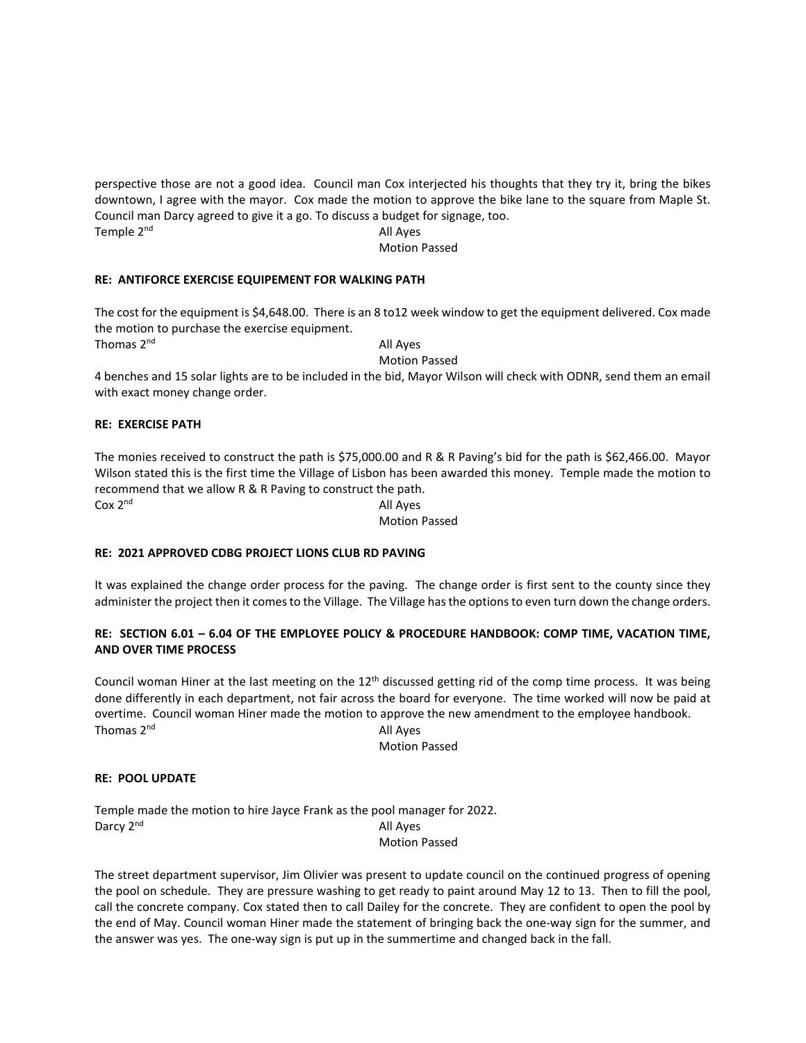perspective those are not a good idea. Council man Cox interjected his thoughts that they try it, bring the bikes downtown, I agree with the mayor. Cox made the motion to approve the bike lane to the square from Maple St. Council man Darcy agreed to give it a go. To discuss a budget for signage, too.

Temple 2nd All Ayes
Motion Passed

**RE: ANTIFORCE EXERCISE EQUIPEMENT FOR WALKING PATH**

The cost for the equipment is $4,648.00. There is an 8 to12 week window to get the equipment delivered. Cox made the motion to purchase the exercise equipment.

Thomas 2nd All Ayes
Motion Passed

4 benches and 15 solar lights are to be included in the bid, Mayor Wilson will check with ODNR, send them an email with exact money change order.

**RE: EXERCISE PATH**

The monies received to construct the path is $75,000.00 and R & R Paving's bid for the path is $62,466.00. Mayor Wilson stated this is the first time the Village of Lisbon has been awarded this money. Temple made the motion to recommend that we allow R & R Paving to construct the path.

Cox 2nd All Ayes
Motion Passed

**RE: 2021 APPROVED CDBG PROJECT LIONS CLUB RD PAVING**

It was explained the change order process for the paving. The change order is first sent to the county since they administer the project then it comes to the Village. The Village has the options to even turn down the change orders.

**RE: SECTION 6.01 – 6.04 OF THE EMPLOYEE POLICY & PROCEDURE HANDBOOK: COMP TIME, VACATION TIME, AND OVER TIME PROCESS**

Council woman Hiner at the last meeting on the 12th discussed getting rid of the comp time process. It was being done differently in each department, not fair across the board for everyone. The time worked will now be paid at overtime. Council woman Hiner made the motion to approve the new amendment to the employee handbook.

Thomas 2nd All Ayes
Motion Passed

**RE: POOL UPDATE**

Temple made the motion to hire Jayce Frank as the pool manager for 2022.

Darcy 2nd All Ayes
Motion Passed

The street department supervisor, Jim Olivier was present to update council on the continued progress of opening the pool on schedule. They are pressure washing to get ready to paint around May 12 to 13. Then to fill the pool, call the concrete company. Cox stated then to call Dailey for the concrete. They are confident to open the pool by the end of May. Council woman Hiner made the statement of bringing back the one-way sign for the summer, and the answer was yes. The one-way sign is put up in the summertime and changed back in the fall.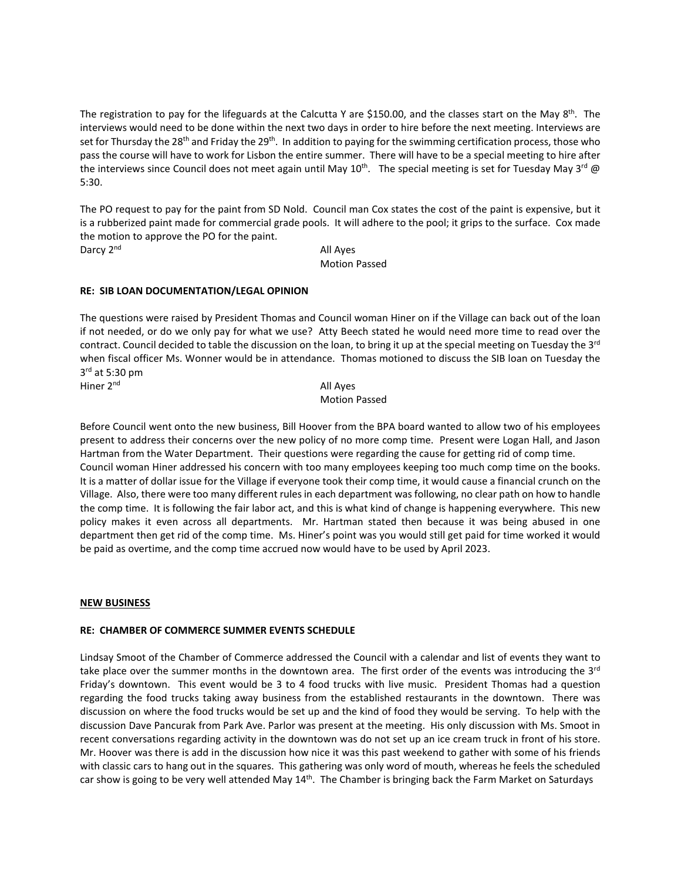The registration to pay for the lifeguards at the Calcutta Y are $150.00, and the classes start on the May 8th. The interviews would need to be done within the next two days in order to hire before the next meeting. Interviews are set for Thursday the 28th and Friday the 29th. In addition to paying for the swimming certification process, those who pass the course will have to work for Lisbon the entire summer. There will have to be a special meeting to hire after the interviews since Council does not meet again until May 10th. The special meeting is set for Tuesday May 3rd @ 5:30.

The PO request to pay for the paint from SD Nold. Council man Cox states the cost of the paint is expensive, but it is a rubberized paint made for commercial grade pools. It will adhere to the pool; it grips to the surface. Cox made the motion to approve the PO for the paint.

Darcy 2nd — All Ayes

Motion Passed

**RE: SIB LOAN DOCUMENTATION/LEGAL OPINION**

The questions were raised by President Thomas and Council woman Hiner on if the Village can back out of the loan if not needed, or do we only pay for what we use? Atty Beech stated he would need more time to read over the contract. Council decided to table the discussion on the loan, to bring it up at the special meeting on Tuesday the 3rd when fiscal officer Ms. Wonner would be in attendance. Thomas motioned to discuss the SIB loan on Tuesday the 3rd at 5:30 pm

Hiner 2nd — All Ayes

Motion Passed

Before Council went onto the new business, Bill Hoover from the BPA board wanted to allow two of his employees present to address their concerns over the new policy of no more comp time. Present were Logan Hall, and Jason Hartman from the Water Department. Their questions were regarding the cause for getting rid of comp time. Council woman Hiner addressed his concern with too many employees keeping too much comp time on the books. It is a matter of dollar issue for the Village if everyone took their comp time, it would cause a financial crunch on the Village. Also, there were too many different rules in each department was following, no clear path on how to handle the comp time. It is following the fair labor act, and this is what kind of change is happening everywhere. This new policy makes it even across all departments. Mr. Hartman stated then because it was being abused in one department then get rid of the comp time. Ms. Hiner's point was you would still get paid for time worked it would be paid as overtime, and the comp time accrued now would have to be used by April 2023.

**NEW BUSINESS**

**RE: CHAMBER OF COMMERCE SUMMER EVENTS SCHEDULE**

Lindsay Smoot of the Chamber of Commerce addressed the Council with a calendar and list of events they want to take place over the summer months in the downtown area. The first order of the events was introducing the 3rd Friday's downtown. This event would be 3 to 4 food trucks with live music. President Thomas had a question regarding the food trucks taking away business from the established restaurants in the downtown. There was discussion on where the food trucks would be set up and the kind of food they would be serving. To help with the discussion Dave Pancurak from Park Ave. Parlor was present at the meeting. His only discussion with Ms. Smoot in recent conversations regarding activity in the downtown was do not set up an ice cream truck in front of his store. Mr. Hoover was there is add in the discussion how nice it was this past weekend to gather with some of his friends with classic cars to hang out in the squares. This gathering was only word of mouth, whereas he feels the scheduled car show is going to be very well attended May 14th. The Chamber is bringing back the Farm Market on Saturdays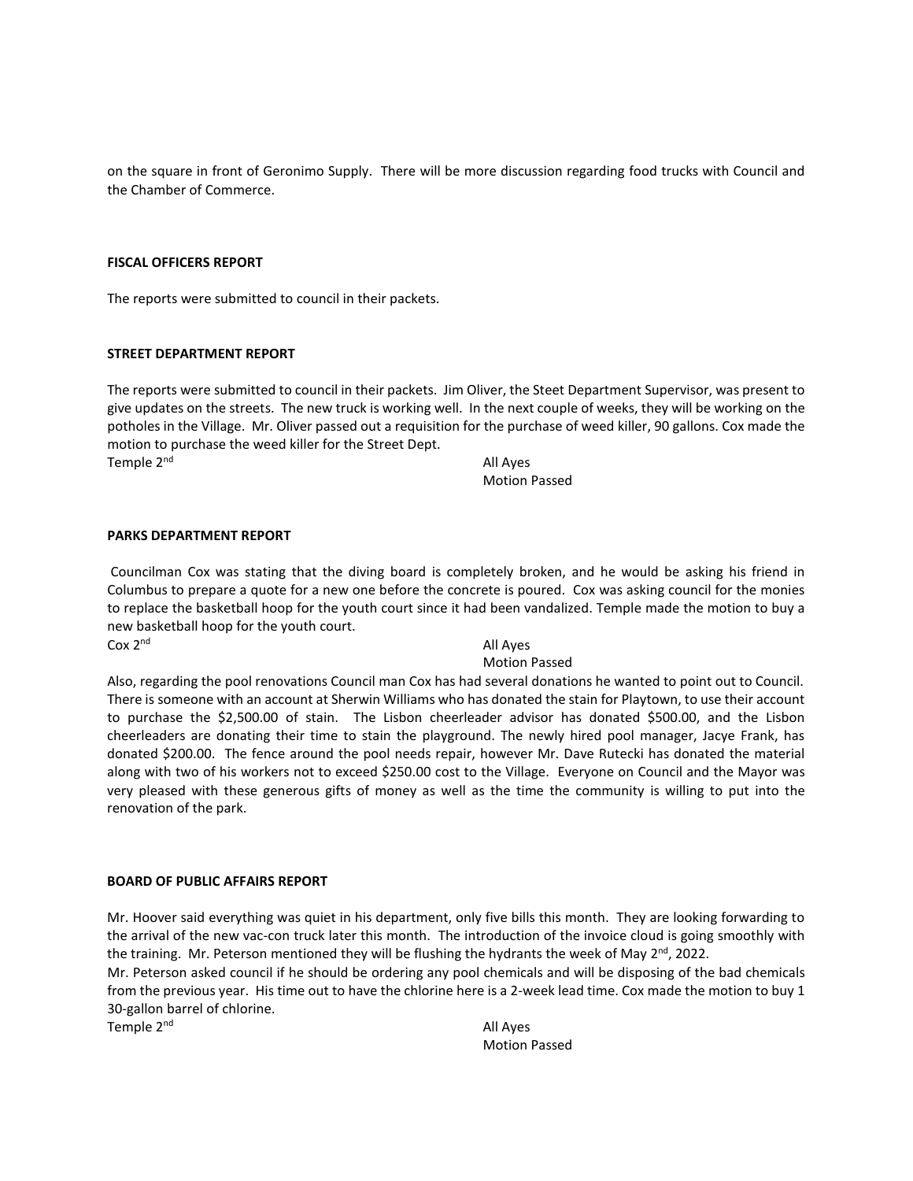on the square in front of Geronimo Supply. There will be more discussion regarding food trucks with Council and the Chamber of Commerce.

**FISCAL OFFICERS REPORT**

The reports were submitted to council in their packets.

**STREET DEPARTMENT REPORT**

The reports were submitted to council in their packets. Jim Oliver, the Steet Department Supervisor, was present to give updates on the streets. The new truck is working well. In the next couple of weeks, they will be working on the potholes in the Village. Mr. Oliver passed out a requisition for the purchase of weed killer, 90 gallons. Cox made the motion to purchase the weed killer for the Street Dept.

Temple 2nd — All Ayes

Motion Passed

**PARKS DEPARTMENT REPORT**

Councilman Cox was stating that the diving board is completely broken, and he would be asking his friend in Columbus to prepare a quote for a new one before the concrete is poured. Cox was asking council for the monies to replace the basketball hoop for the youth court since it had been vandalized. Temple made the motion to buy a new basketball hoop for the youth court.

Cox 2nd — All Ayes

Motion Passed

Also, regarding the pool renovations Council man Cox has had several donations he wanted to point out to Council. There is someone with an account at Sherwin Williams who has donated the stain for Playtown, to use their account to purchase the $2,500.00 of stain. The Lisbon cheerleader advisor has donated $500.00, and the Lisbon cheerleaders are donating their time to stain the playground. The newly hired pool manager, Jacye Frank, has donated $200.00. The fence around the pool needs repair, however Mr. Dave Rutecki has donated the material along with two of his workers not to exceed $250.00 cost to the Village. Everyone on Council and the Mayor was very pleased with these generous gifts of money as well as the time the community is willing to put into the renovation of the park.

**BOARD OF PUBLIC AFFAIRS REPORT**

Mr. Hoover said everything was quiet in his department, only five bills this month. They are looking forwarding to the arrival of the new vac-con truck later this month. The introduction of the invoice cloud is going smoothly with the training. Mr. Peterson mentioned they will be flushing the hydrants the week of May 2nd, 2022.

Mr. Peterson asked council if he should be ordering any pool chemicals and will be disposing of the bad chemicals from the previous year. His time out to have the chlorine here is a 2-week lead time. Cox made the motion to buy 1 30-gallon barrel of chlorine.

Temple 2nd — All Ayes

Motion Passed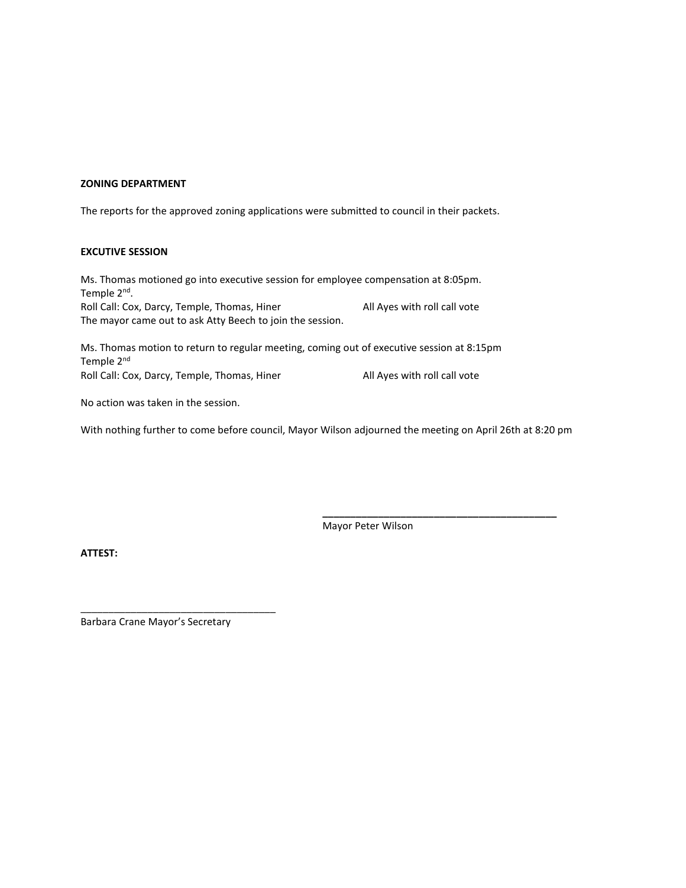**ZONING DEPARTMENT**

The reports for the approved zoning applications were submitted to council in their packets.

**EXCUTIVE SESSION**

Ms. Thomas motioned go into executive session for employee compensation at 8:05pm.
Temple 2nd.
Roll Call: Cox, Darcy, Temple, Thomas, Hiner All Ayes with roll call vote
The mayor came out to ask Atty Beech to join the session.

Ms. Thomas motion to return to regular meeting, coming out of executive session at 8:15pm
Temple 2nd
Roll Call: Cox, Darcy, Temple, Thomas, Hiner All Ayes with roll call vote

No action was taken in the session.

With nothing further to come before council, Mayor Wilson adjourned the meeting on April 26th at 8:20 pm

\_\_\_\_\_\_\_\_\_\_\_\_\_\_\_\_\_\_\_\_\_\_\_\_\_\_\_\_\_\_\_\_\_\_\_\_\_\_\_\_
Mayor Peter Wilson

**ATTEST:**

\_\_\_\_\_\_\_\_\_\_\_\_\_\_\_\_\_\_\_\_\_\_\_\_\_\_\_\_\_\_\_\_\_\_\_
Barbara Crane Mayor's Secretary